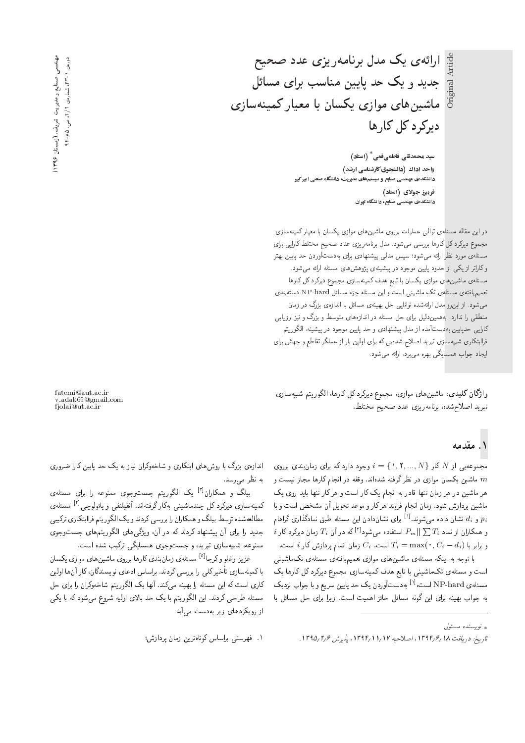# ارائه‌ی یک مدل برنامه‌ریزی عدد صحیح جدید و یک حد پایین مناسب برای مسائل ماشین‌های موازی یکسان با معیار کمینه‌سازی دیرکرد کل کارها

**سید محمدتقی فاطمی‌قمی** * (استاد)

**واحد اداک** (دانشجوی کارشناسی ارشد)

دانشکده‌ی مهندسی صنایع و سیستم‌های مدیریت، دانشگاه صنعتی امیرکبیر

**فریبرز جولای** (استاد)

دانشکده‌ی مهندسی صنایع، دانشگاه تهران

در این مقاله مسئله‌ی توالی عملیات برروی ماشین‌های موازی یکسان با معیار کمینه‌سازی مجموع دیرکرد کل کارها بررسی می‌شود. مدل برنامه‌ریزی عدد صحیح مختلط کارایی برای مسئله‌ی مورد نظر ارائه می‌شود؛ سپس مدلی پیشنهادی برای به‌دست‌آوردن حد پایین بهتر و کاراتر از یکی از حدود پایین موجود در پیشینه‌ی پژوهش‌های مسئله ارائه می‌شود. مسئله‌ی ماشین‌های موازی یکسان با تابع هدف کمینه‌سازی مجموع دیرکرد کل کارها تعمیم‌یافته‌ی مسئله‌ی تک ماشینی است و این مسئله جزء مسائل NP-hard دسته‌بندی می‌شود. از این‌رو مدل ارائه‌شده توانایی حل بهینه‌ی مسائل با اندازه‌ی بزرگ در زمان منطقی را ندارد. به‌همین‌دلیل برای حل مسئله در اندازه‌های متوسط و بزرگ و نیز ارزیابی کارایی حدپایین به‌دست‌آمده از مدل پیشنهادی و حد پایین موجود در پیشینه، الگوریتم فراابتکاری شبیه‌سازی تبرید اصلاح شده‌یی که برای اولین بار از عملگر تقاطع و جهش برای ایجاد جواب همسایگی بهره می‌برد، ارائه می‌شود.

**واژگان کلیدی:** ماشین‌های موازی، مجموع دیرکرد کل کارها، الگوریتم شبیه‌سازی تبرید اصلاح‌شده، برنامه‌ریزی عدد صحیح مختلط.

fatemi@aut.ac.ir
v.adak65@gmail.com
fjolai@ut.ac.ir

## ۱. مقدمه

مجموعه‌یی از $N$ کار $i = \{1, 2, ..., N\}$ وجود دارد که برای زمان‌بندی برروی $m$ ماشین یکسان موازی در نظرگرفته شده‌اند. وقفه در انجام کارها مجاز نیست و هر ماشین در هر زمان تنها قادر به انجام یک کار است و هر کار تنها باید روی یک ماشین پردازش شود. زمان انجام فرایند هر کار و موعد تحویل آن مشخص است و با $p_i$ و $d_i$ نشان داده می‌شوند.[1] برای نشان‌دادن این مسئله طبق نمادگذاری گراهام و همکاران از نماد $P_m || \sum T_i$ استفاده می‌شود[2] که در آن $T_i$ زمان دیرکرد کار $i$ و برابر با $T_i = \max(0, C_i - d_i)$ است. $C_i$ زمان اتمام پردازش کار $i$ است.

با توجه به اینکه مسئله‌ی ماشین‌های موازی تعمیم‌یافته‌ی مسئله‌ی تک‌ماشینی است و مسئله‌ی تک‌ماشینی با تابع هدف کمینه‌سازی مجموع دیرکرد کل کارها یک مسئله‌ی NP-hard است،[1] به‌دست‌آوردن یک حد پایین سریع و با جواب نزدیک به جواب بهینه برای این گونه مسائل حائز اهمیت است. زیرا برای حل مسائل با اندازه‌ی بزرگ با روش‌های ابتکاری و شاخه‌وکران نیاز به یک حد پایین کارا ضروری به نظر می‌رسد.

بیلگ و همکاران[3] یک الگوریتم جست‌وجوی ممنوعه را برای مسئله‌ی کمینه‌سازی دیرکرد کل چندماشینی به‌کار گرفته‌اند. آنقیلنقی و پاتولوچی[4] مسئله‌ی مطالعه‌شده توسط بیلگ و همکاران را بررسی کردند و یک الگوریتم فراابتکاری ترکیبی جدید را برای آن پیشنهاد کردند که در آن، ویژگی‌های الگوریتم‌های جست‌وجوی ممنوعه، شبیه‌سازی تبرید، و جست‌وجوی همسایگی ترکیب شده است.

عزیز اوغلو و کرجا[5] مسئله‌ی زمان‌بندی کارها برروی ماشین‌های موازی یکسان با کمینه‌سازی تأخیر کلی را بررسی کردند. براساس ادعای نویسندگان، کار آن‌ها اولین کاری است که این مسئله را بهینه می‌کند. آنها یک الگوریتم شاخه‌وکران را برای حل مسئله طراحی کردند. این الگوریتم با یک حد بالای اولیه شروع می‌شود که با یکی از رویکردهای زیر به‌دست می‌آید:

۱. فهرستی براساس کوتاه‌ترین زمان پردازش؛

---

* نویسنده مسئول

تاریخ: دریافت ۱۳۹۴/۶/۱۸، اصلاحیه ۱۳۹۴/۱۱/۱۷، پذیرش ۱۳۹۵/۲/۶.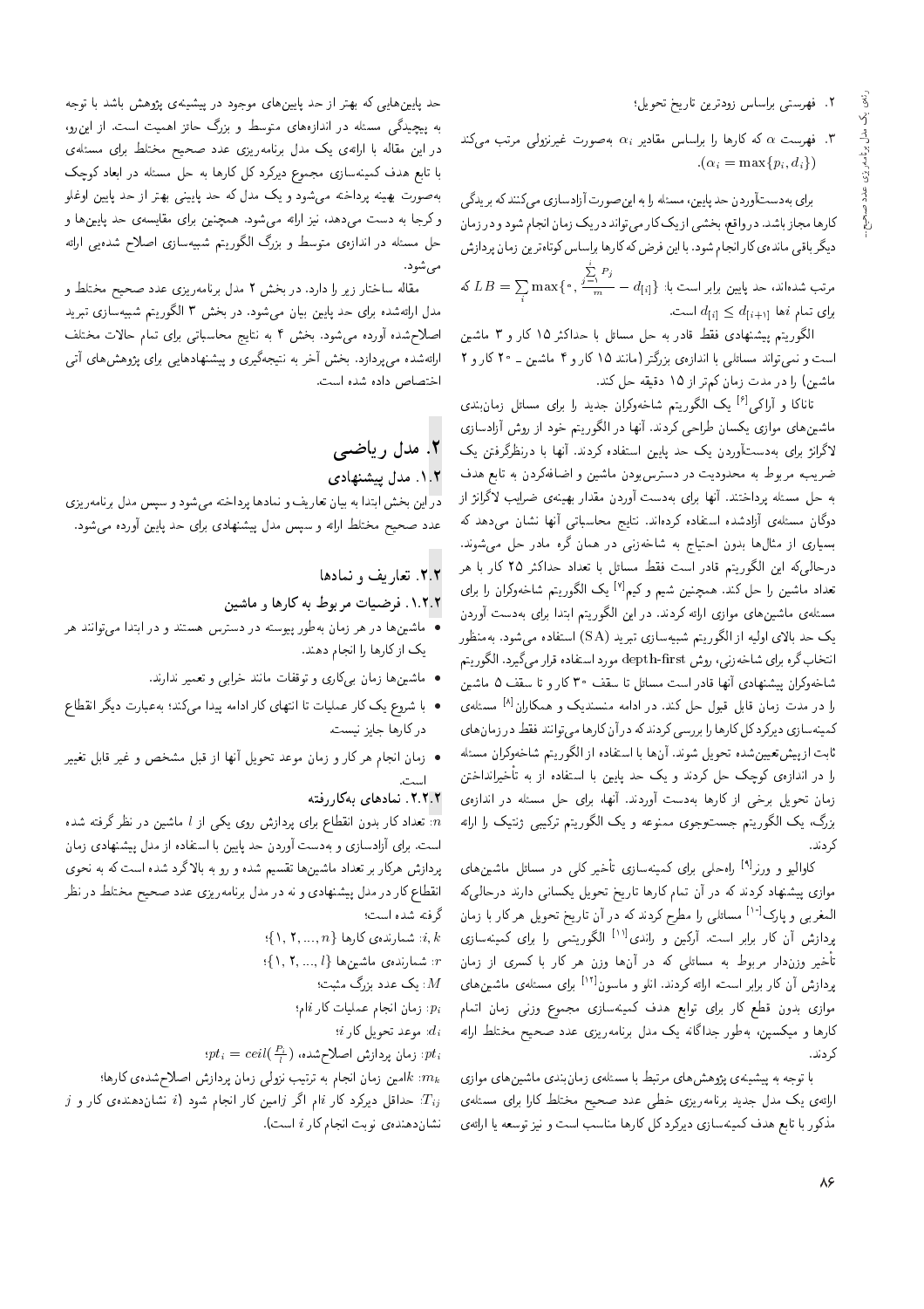۲. فهرستی براساس زودترین تاریخ تحویل؛

۳. فهرست $\alpha$ که کارها را براساس مقادیر $\alpha_i$ به‌صورت غیرنزولی مرتب می‌کند ($\alpha_i = \max\{p_i, d_i\}$).

برای به‌دست‌آوردن حد پایین، مسئله را به این‌صورت آزادسازی می‌کنند که بریدگی کارها مجاز باشد. درواقع، بخشی از یک کار می‌تواند در یک زمان انجام شود و در زمان دیگر باقی مانده‌ی کار انجام شود. با این فرض که کارها براساس کوتاه‌ترین زمان پردازش مرتب شده‌اند، حد پایین برابر است با: $LB = \sum_i \max\{0, \frac{\sum_{j=1}^{i} P_j}{m} - d_{[i]}\}$ که برای تمام $i$ها $d_{[i]} \leq d_{[i+1]}$ است.

الگوریتم پیشنهادی فقط قادر به حل مسائل با حداکثر ۱۵ کار و ۳ ماشین است و نمی‌تواند مسائلی با اندازه‌ی بزرگ‌تر (مانند ۱۵ کار و ۴ ماشین ـ ۲۰ کار و ۲ ماشین) را در مدت زمان کم‌تر از ۱۵ دقیقه حل کند.

تاناکا و آراکی[6] یک الگوریتم شاخه‌وکران جدید را برای مسائل زمان‌بندی ماشین‌های موازی یکسان طراحی کردند. آنها در الگوریتم خود از روش آزادسازی لاگرانژ برای به‌دست‌آوردن یک حد پایین استفاده کردند. آنها با درنظرگرفتن یک ضریبه مربوط به محدودیت در دسترس‌بودن ماشین و اضافه‌کردن به تابع هدف به حل مسئله پرداختند. آنها برای به‌دست آوردن مقدار بهینه‌ی ضرایب لاگرانژ از دوگان مسئله‌ی آزادشده استفاده کرده‌اند. نتایج محاسباتی آنها نشان می‌دهد که بسیاری از مثال‌ها بدون احتیاج به شاخه‌زنی در همان گره مادر حل می‌شوند. درحالی‌که این الگوریتم قادر است فقط مسائل با تعداد حداکثر ۲۵ کار با هر تعداد ماشین را حل کند. همچنین شیم و کیم[7] یک الگوریتم شاخه‌وکران را برای مسئله‌ی ماشین‌های موازی ارائه کردند. در این الگوریتم ابتدا برای به‌دست آوردن یک حد بالای اولیه از الگوریتم شبیه‌سازی تبرید (SA) استفاده می‌شود. به‌منظور انتخاب گره برای شاخه‌زنی، روش depth-first مورد استفاده قرار می‌گیرد. الگوریتم شاخه‌وکران پیشنهادی آنها قادر است مسائل تا سقف ۳۰ کار و تا سقف ۵ ماشین را در مدت زمان قابل قبول حل کند. در ادامه منسندیک و همکاران[8] مسئله‌ی کمینه‌سازی دیرکرد کل کارها را بررسی کردند که در آن کارها می‌توانند فقط در زمان‌های ثابت ازپیش‌تعیین‌شده تحویل شوند. آن‌ها با استفاده از الگوریتم شاخه‌وکران مسئله را در اندازه‌ی کوچک حل کردند و یک حد پایین با استفاده از به تأخیرانداختن زمان تحویل برخی از کارها به‌دست آوردند. آنها، برای حل مسئله در اندازه‌ی بزرگ، یک الگوریتم جست‌وجوی ممنوعه و یک الگوریتم ترکیبی ژنتیک را ارائه کردند.

کاوالیو و ورنر[9] راه‌حلی برای کمینه‌سازی تأخیر کلی در مسائل ماشین‌های موازی پیشنهاد کردند که در آن تمام کارها تاریخ تحویل یکسانی دارند درحالی‌که المغربی و پارک[10] مسائلی را مطرح کردند که در آن تاریخ تحویل هر کار با زمان پردازش آن کار برابر است. آرکین و راندی[11] الگوریتمی را برای کمینه‌سازی تأخیر وزن‌دار مربوط به مسائلی که در آن‌ها وزن هر کار با کسری از زمان پردازش آن کار برابر است ارائه کردند. اتلو و ماسون[12] برای مسئله‌ی ماشین‌های موازی بدون قطع کار برای توابع هدف کمینه‌سازی مجموع وزنی زمان اتمام کارها و میکسپن، به‌طور جداگانه یک مدل برنامه‌ریزی عدد صحیح مختلط ارائه کردند.

با توجه به پیشینه‌ی پژوهش‌های مرتبط با مسئله‌ی زمان‌بندی ماشین‌های موازی ارائه‌ی یک مدل جدید برنامه‌ریزی خطی عدد صحیح مختلط کارا برای مسئله‌ی مذکور با تابع هدف کمینه‌سازی دیرکرد کل کارها مناسب است و نیز توسعه یا ارائه‌ی حد پایین‌هایی که بهتر از حد پایین‌های موجود در پیشینه‌ی پژوهش باشد با توجه به پیچیدگی مسئله در اندازه‌های متوسط و بزرگ حائز اهمیت است. از این‌رو، در این مقاله با ارائه‌ی یک مدل برنامه‌ریزی عدد صحیح مختلط برای مسئله‌ی با تابع هدف کمینه‌سازی مجموع دیرکرد کل کارها به حل مسئله در ابعاد کوچک به‌صورت بهینه پرداخته می‌شود و یک مدل که حد پایینی بهتر از حد پایین اوغلو و کرجا به دست می‌دهد، نیز ارائه می‌شود. همچنین برای مقایسه‌ی حد پایین‌ها و حل مسئله در اندازه‌ی متوسط و بزرگ الگوریتم شبیه‌سازی اصلاح شده‌یی ارائه می‌شود.

مقاله ساختار زیر را دارد. در بخش ۲ مدل برنامه‌ریزی عدد صحیح مختلط و مدل ارائه‌شده برای حد پایین بیان می‌شود. در بخش ۳ الگوریتم شبیه‌سازی تبرید اصلاح‌شده آورده می‌شود. بخش ۴ به نتایج محاسباتی برای تمام حالات مختلف ارائه‌شده می‌پردازد. بخش آخر به نتیجه‌گیری و پیشنهادهایی برای پژوهش‌های آتی اختصاص داده شده است.

## ۲. مدل ریاضی

### ۱.۲. مدل پیشنهادی

در این بخش ابتدا به بیان تعاریف و نمادها پرداخته می‌شود و سپس مدل برنامه‌ریزی عدد صحیح مختلط ارائه و سپس مدل پیشنهادی برای حد پایین آورده می‌شود.

### ۲.۲. تعاریف و نمادها

#### ۱.۲.۲. فرضیات مربوط به کارها و ماشین

- ماشین‌ها در هر زمان به‌طور پیوسته در دسترس هستند و در ابتدا می‌توانند هر یک از کارها را انجام دهند.
- ماشین‌ها زمان بی‌کاری و توقفات مانند خرابی و تعمیر ندارند.
- با شروع یک کار عملیات تا انتهای کار ادامه پیدا می‌کند؛ به‌عبارت دیگر انقطاع در کارها جایز نیست.
- زمان انجام هر کار و زمان موعد تحویل آنها از قبل مشخص و غیر قابل تغییر است.

#### ۲.۲.۲. نمادهای به‌کاررفته

$n$: تعداد کار بدون انقطاع برای پردازش روی یکی از $l$ ماشین در نظر گرفته شده است. برای آزادسازی و به‌دست آوردن حد پایین با استفاده از مدل پیشنهادی زمان پردازش هرکار بر تعداد ماشین‌ها تقسیم شده و رو به بالاگرد شده است که به نحوی انقطاع کار در مدل پیشنهادی و نه در مدل برنامه‌ریزی عدد صحیح مختلط در نظر گرفته شده است؛

$i, k$: شمارنده‌ی کارها $\{1, 2, ..., n\}$؛

$r$: شمارنده‌ی ماشین‌ها $\{1, 2, ..., l\}$؛

$M$: یک عدد بزرگ مثبت؛

$p_i$: زمان انجام عملیات کار $i$ام؛

$d_i$: موعد تحویل کار $i$؛

$pt_i$: زمان پردازش اصلاح‌شده، $pt_i = ceil(\frac{p_i}{l})$؛

$m_k$: $k$امین زمان انجام به ترتیب نزولی زمان پردازش اصلاح‌شده‌ی کارها؛

$T_{ij}$: حداقل دیرکرد کار $i$ام اگر $j$امین کار انجام شود ($i$ نشان‌دهنده‌ی کار و $j$ نشان‌دهنده‌ی نوبت انجام کار $i$ است).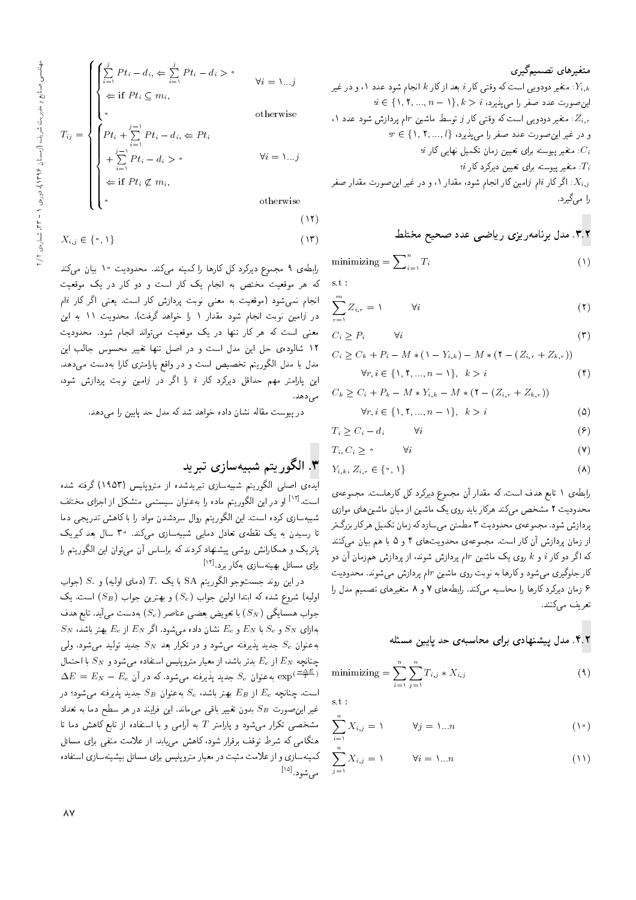### متغیرهای تصمیم‌گیری

$Y_{i,k}$: متغیر دودویی است که وقتی کار $i$ بعد از کار $k$ انجام شود عدد ۱، و در غیر این‌صورت عدد صفر را می‌پذیرد، $i \in \{1, 2, ..., n-1\}, k > i$

$Z_{i,r}$: متغیر دودویی است که وقتی کار $j$ توسط ماشین $r$ام پردازش شود عدد ۱، و در غیر این‌صورت عدد صفر را می‌پذیرد، $r \in \{1, 2, ..., l\}$

$C_i$: متغیر پیوسته برای تعیین زمان تکمیل نهایی کار $i$؛

$T_i$: متغیر پیوسته برای تعیین دیرکرد کار $i$؛

$X_{i,j}$: اگر کار $i$ام $j$امین کار انجام شود، مقدار ۱، و در غیر این‌صورت مقدار صفر را می‌گیرد.

## ۳.۲. مدل برنامه‌ریزی ریاضی عدد صحیح مختلط

$$\text{minimizing} = \sum_{i=1}^{n} T_i \tag{1}$$

s.t :

$$\sum_{r=1}^{m} Z_{i,r} = 1 \qquad \forall i \tag{2}$$

$$C_i \geq P_i \qquad \forall i \tag{3}$$

$$C_i \geq C_k + P_i - M*(1 - Y_{i,k}) - M*(2 - (Z_{i,r} + Z_{k,r}))$$
$$\forall r, i \in \{1, 2, ..., n-1\}, \quad k > i \tag{4}$$

$$C_k \geq C_i + P_k - M*Y_{i,k} - M*(2 - (Z_{i,r} + Z_{k,r}))$$
$$\forall r, i \in \{1, 2, ..., n-1\}, \quad k > i \tag{5}$$

$$T_i \geq C_i - d_i \qquad \forall i \tag{6}$$

$$T_i, C_i \geq 0 \qquad \forall i \tag{7}$$

$$Y_{i,k}, Z_{i,r} \in \{0, 1\} \tag{8}$$

رابطه‌ی ۱ تابع هدف است. که مقدار آن مجموع دیرکرد کل کارهاست. مجموعه‌ی محدودیت ۲ مشخص می‌کند هرکار باید روی یک ماشین از میان ماشین‌های موازی پردازش شود. مجموعه‌ی محدودیت ۳ مطمئن می‌سازد که زمان تکمیل هرکار بزرگ‌تر از زمان پردازش آن کار است. مجموعه‌ی محدودیت‌های ۴ و ۵ با هم بیان می‌کنند که اگر دو کار $i$ و $k$ روی یک ماشین $r$ام پردازش شوند، از پردازش هم‌زمان آن دو کار جلوگیری می‌شود و کارها به نوبت روی ماشین $r$ام پردازش می‌شوند. محدودیت ۶ زمان دیرکرد کارها را محاسبه می‌کند. رابطه‌های ۷ و ۸ متغیرهای تصمیم مدل را تعریف می‌کنند.

## ۴.۲. مدل پیشنهادی برای محاسبه‌ی حد پایین مسئله

$$\text{minimizing} = \sum_{i=1}^{n} \sum_{j=1}^{n} T_{i,j} * X_{i,j} \tag{9}$$

s.t :

$$\sum_{i=1}^{n} X_{i,j} = 1 \qquad \forall j = 1...n \tag{10}$$

$$\sum_{j=1}^{n} X_{i,j} = 1 \qquad \forall i = 1...n \tag{11}$$

$$T_{ij} = \begin{cases} \begin{cases} \sum_{i=1}^{j} Pt_i - d_i, \Leftarrow \sum_{i=1}^{j} Pt_i - d_i > 0 & \forall i = 1...j \\ \Leftarrow \text{if } Pt_i \subseteq m_i, & \\ 0 & \text{otherwise} \end{cases} \\ \begin{cases} Pt_i + \sum_{i=1}^{j-1} Pt_i - d_i, \Leftarrow Pt_i & \\ + \sum_{i=1}^{j-1} Pt_i - d_i > 0 & \forall i = 1...j \\ \Leftarrow \text{if } Pt_i \not\subset m_i, & \\ 0 & \text{otherwise} \end{cases} \end{cases} \tag{12}$$

$$X_{i,j} \in \{0, 1\} \tag{13}$$

رابطه‌ی ۹ مجموع دیرکرد کارها را کمینه می‌کند. محدودیت ۱۰ بیان می‌کند که هر موقعیت مختص به انجام یک کار است و دو کار در یک موقعیت انجام نمی‌شود (موقعیت به معنی نوبت پردازش کار است. یعنی اگر کار $i$ام در $j$امین نوبت انجام شود مقدار ۱ را خواهد گرفت). محدودیت ۱۱ به این معنی است که هر کار تنها در یک موقعیت می‌تواند انجام شود. محدودیت ۱۲ شالوده‌ی حل این مدل است و در اصل تنها تغییر محسوس جالب این مدل با مدل الگوریتم تخصیص است و در واقع پارامتر کارا به‌دست می‌دهد. این پارامتر مهم حداقل دیرکرد کار $i$ را اگر در $j$امین نوبت پردازش شود، می‌دهد.

در پیوست مقاله نشان داده خواهد شد که مدل حد پایین را می‌دهد.

## ۳. الگوریتم شبیه‌سازی تبرید

ایده‌ی اصلی الگوریتم شبیه‌سازی تبریدشده از متروپلیس (۱۹۵۳) گرفته شده است.[13] او در این الگوریتم ماده را به‌عنوان سیستمی متشکل از اجزای مختلف شبیه‌سازی کرده است. این الگوریتم روال سردشدن مواد را با کاهش تدریجی دما تا رسیدن به یک نقطه‌ی تعادل دمایی شبیه‌سازی می‌کند. ۳۰ سال بعد کیرپک پاتریک و همکارانش روشی پیشنهاد کردند که براساس آن می‌توان این الگوریتم را برای مسائل بهینه‌سازی به‌کار برد.[14]

در این روند جست‌وجو الگوریتم SA با یک $T_*$ (دمای اولیه) و $S_*$ (جواب اولیه) شروع شده که ابتدا اولین جواب ($S_c$) و بهترین جواب ($S_B$) است. یک جواب همسایگی ($S_N$) با تعویض بعضی عناصر ($S_c$) به‌دست می‌آید. تابع هدف به‌ازای $S_N$ و $S_c$ با $E_N$ و $E_c$ نشان داده می‌شود. اگر $E_N$ از $E_c$ بهتر باشد، $S_N$ به‌عنوان $S_c$ جدید پذیرفته می‌شود و در تکرار بعد $S_N$ جدید تولید می‌شود. ولی چنانچه $E_N$ از $E_c$ بدتر باشد، از معیار متروپلیس استفاده می‌شود و $S_N$ با احتمال $\exp(\frac{-\Delta E}{T})$ به‌عنوان $S_c$ جدید پذیرفته می‌شود. که در آن $\Delta E = E_N - E_c$ است. چنانچه $E_c$ از $E_B$ بهتر باشد، $S_c$ به‌عنوان $S_B$ جدید پذیرفته می‌شود؛ در غیر این‌صورت $S_B$ بدون تغییر باقی می‌ماند. این فرایند در هر سطح دما به تعداد مشخصی تکرار می‌شود و پارامتر $T$ به آرامی و با استفاده از تابع کاهش دما تا هنگامی که شرط توقف برقرار شود، کاهش می‌یابد. از علامت منفی برای مسائل کمینه‌سازی و از علامت مثبت در معیار متروپلیس برای مسائل بیشینه‌سازی استفاده می‌شود.[15]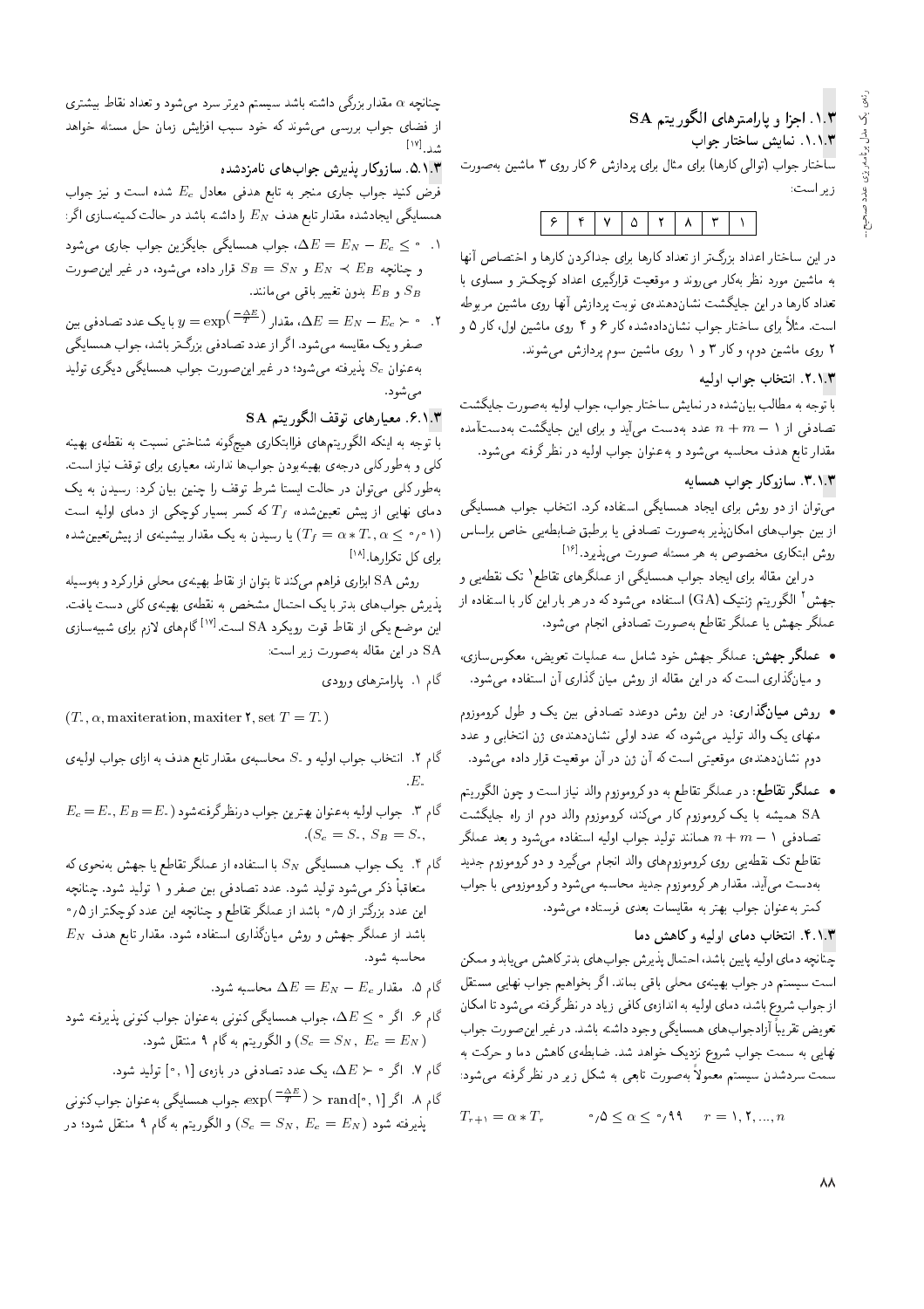## ۳.۱. اجزا و پارامترهای الگوریتم SA

### ۳.۱.۱. نمایش ساختار جواب

ساختار جواب (توالی کارها) برای مثال برای پردازش ۶ کار روی ۳ ماشین به‌صورت زیر است:

| ۶ | ۴ | ۷ | ۵ | ۲ | ۸ | ۳ | ۱ |
|---|---|---|---|---|---|---|---|

در این ساختار اعداد بزرگ‌تر از تعداد کارها برای جداکردن کارها و اختصاص آنها به ماشین مورد نظر به‌کار می‌روند و موقعیت قرارگیری اعداد کوچک‌تر و مساوی با تعداد کارها در این جایگشت نشان‌دهنده‌ی نوبت پردازش آنها روی ماشین مربوطه است. مثلاً برای ساختار جواب نشان‌داده‌شده کار ۶ و ۴ روی ماشین اول، کار ۵ و ۲ روی ماشین دوم، و کار ۳ و ۱ روی ماشین سوم پردازش می‌شوند.

### ۲.۱.۳. انتخاب جواب اولیه

با توجه به مطالب بیان‌شده در نمایش ساختار جواب، جواب اولیه به‌صورت جایگشت تصادفی از ۱ $-$ $n + m$ عدد به‌دست می‌آید و برای این جایگشت به‌دست‌آمده مقدار تابع هدف محاسبه می‌شود و به‌عنوان جواب اولیه در نظر گرفته می‌شود.

### ۳.۱.۳. سازوکار جواب همسایه

می‌توان از دو روش برای ایجاد همسایگی استفاده کرد. انتخاب جواب همسایگی از بین جواب‌های امکان‌پذیر به‌صورت تصادفی یا برطبق ضابطه‌یی خاص براساس روش ابتکاری مخصوص به هر مسئله صورت می‌پذیرد.[16]

در این مقاله برای ایجاد جواب همسایگی از عملگرهای تقاطع[1] تک نقطه‌یی و جهش[2] الگوریتم ژنتیک (GA) استفاده می‌شود که در هر بار این کار با استفاده از عملگر جهش یا عملگر تقاطع به‌صورت تصادفی انجام می‌شود.

- **عملگر جهش:** عملگر جهش خود شامل سه عملیات تعویض، معکوس‌سازی، و میان‌گذاری است که در این مقاله از روش میان گذاری آن استفاده می‌شود.

- **روش میان‌گذاری:** در این روش دوعدد تصادفی بین یک و طول کروموزوم منهای یک والد تولید می‌شود، که عدد اولی نشان‌دهنده‌ی ژن انتخابی و عدد دوم نشان‌دهنده‌ی موقعیتی است که آن ژن در آن موقعیت قرار داده می‌شود.

- **عملگر تقاطع:** در عملگر تقاطع به دو کروموزوم والد نیاز است و چون الگوریتم SA همیشه با یک کروموزوم کار می‌کند، کروموزوم والد دوم از راه جایگشت تصادفی ۱ $-$ $n + m$ همانند تولید جواب اولیه استفاده می‌شود و بعد عملگر تقاطع تک نقطه‌یی روی کروموزوم‌های والد انجام می‌گیرد و دو کروموزوم جدید به‌دست می‌آید. مقدار هر کروموزوم جدید محاسبه می‌شود و کروموزومی با جواب کمتر به‌عنوان جواب بهتر به مقایسات بعدی فرستاده می‌شود.

### ۴.۱.۳. انتخاب دمای اولیه و کاهش دما

چنانچه دمای اولیه پایین باشد، احتمال پذیرش جواب‌های بدتر کاهش می‌یابد و ممکن است سیستم در جواب بهینه‌ی محلی باقی بماند. اگر بخواهیم جواب نهایی مستقل از جواب شروع باشد، دمای اولیه به اندازه‌ی کافی زیاد در نظرگرفته می‌شود تا امکان تعویض تقریباً آزادجواب‌های همسایگی وجود داشته باشد. در غیر این‌صورت جواب نهایی به سمت جواب شروع نزدیک خواهد شد. ضابطه‌ی کاهش دما و حرکت به سمت سردشدن سیستم معمولاً به‌صورت تابعی به شکل زیر در نظر گرفته می‌شود:

$$T_{r+1} = \alpha * T_r \qquad ۰/۵ \leq \alpha \leq ۰/۹۹ \qquad r = ۱, ۲, ..., n$$

چنانچه $\alpha$ مقدار بزرگی داشته باشد سیستم دیرتر سرد می‌شود و تعداد نقاط بیشتری از فضای جواب بررسی می‌شوند که خود سبب افزایش زمان حل مسئله خواهد شد.[17]

### ۵.۱.۳. سازوکار پذیرش جواب‌های نامزدشده

فرض کنید جواب جاری منجر به تابع هدفی معادل $E_c$ شده است و نیز جواب همسایگی ایجادشده مقدار تابع هدف $E_N$ را داشته باشد در حالت کمینه‌سازی اگر:

۱. $\Delta E = E_N - E_c \leq ۰$، جواب همسایگی جایگزین جواب جاری می‌شود و چنانچه $E_N \prec E_B$ و $S_B = S_N$ قرار داده می‌شود، در غیر این‌صورت $S_B$ و $E_B$ بدون تغییر باقی می‌مانند.

۲. $\Delta E = E_N - E_c \succ ۰$، مقدار $y = \exp\left(\frac{-\Delta E}{T}\right)$ با یک عدد تصادفی بین صفر و یک مقایسه می‌شود. اگر از عدد تصادفی بزرگ‌تر باشد، جواب همسایگی به‌عنوان $S_c$ پذیرفته می‌شود؛ در غیر این‌صورت جواب همسایگی دیگری تولید می‌شود.

### ۶.۱.۳. معیارهای توقف الگوریتم SA

با توجه به اینکه الگوریتم‌های فراابتکاری هیچ‌گونه شناختی نسبت به نقطه‌ی بهینه کلی و به‌طورکلی درجه‌ی بهینه‌بودن جواب‌ها ندارند، معیاری برای توقف نیاز است. به‌طور کلی می‌توان در حالت ایستا شرط توقف را چنین بیان کرد: رسیدن به یک دمای نهایی از پیش تعیین‌شده، $T_f$ که کسر بسیار کوچکی از دمای اولیه است ($T_f = \alpha * T_۰, \alpha \leq ۰/۰۱$) یا رسیدن به یک مقدار بیشینه‌ی از پیش‌تعیین‌شده برای کل تکرارها.[18]

روش SA ابزاری فراهم می‌کند تا بتوان از نقاط بهینه‌ی محلی فرارکرد و به‌وسیله پذیرش جواب‌های بدتر با یک احتمال مشخص به نقطه‌ی بهینه‌ی کلی دست یافت. این موضع یکی از نقاط قوت رویکرد SA است.[17] گام‌های لازم برای شبیه‌سازی SA در این مقاله به‌صورت زیر است:

گام ۱. پارامترهای ورودی

$(T_۰, \alpha, \text{maxiteration}, \text{maxiter ۲}, \text{set } T = T_۰)$

گام ۲. انتخاب جواب اولیه و $S_۰$ محاسبه‌ی مقدار تابع هدف به ازای جواب اولیه‌ی $E_۰$.

گام ۳. جواب اولیه به‌عنوان بهترین جواب درنظرگرفته‌شود ($E_c = E_۰, E_B = E_۰$ و $S_c = S_۰, S_B = S_۰$).

گام ۴. یک جواب همسایگی $S_N$ با استفاده از عملگر تقاطع یا جهش به‌نحوی که متعاقباً ذکر می‌شود تولید شود. عدد تصادفی بین صفر و ۱ تولید شود. چنانچه این عدد بزرگ‌تر از ۰/۵ باشد از عملگر تقاطع و چنانچه این عدد کوچک‌تر از ۰/۵ باشد از عملگر جهش و روش میان‌گذاری استفاده شود. مقدار تابع هدف $E_N$ محاسبه شود.

گام ۵. مقدار $\Delta E = E_N - E_c$ محاسبه شود.

گام ۶. اگر $\Delta E \leq ۰$، جواب همسایگی کنونی به‌عنوان جواب کنونی پذیرفته شود ($S_c = S_N,\ E_c = E_N$) و الگوریتم به گام ۹ منتقل شود.

گام ۷. اگر $\Delta E \succ ۰$، یک عدد تصادفی در بازه‌ی $[۰, ۱]$ تولید شود.

گام ۸. اگر $\exp\left(\frac{-\Delta E}{T}\right) > \text{rand}[۰, ۱]$ جواب همسایگی به‌عنوان جواب کنونی پذیرفته شود ($S_c = S_N,\ E_c = E_N$) و الگوریتم به گام ۹ منتقل شود؛ در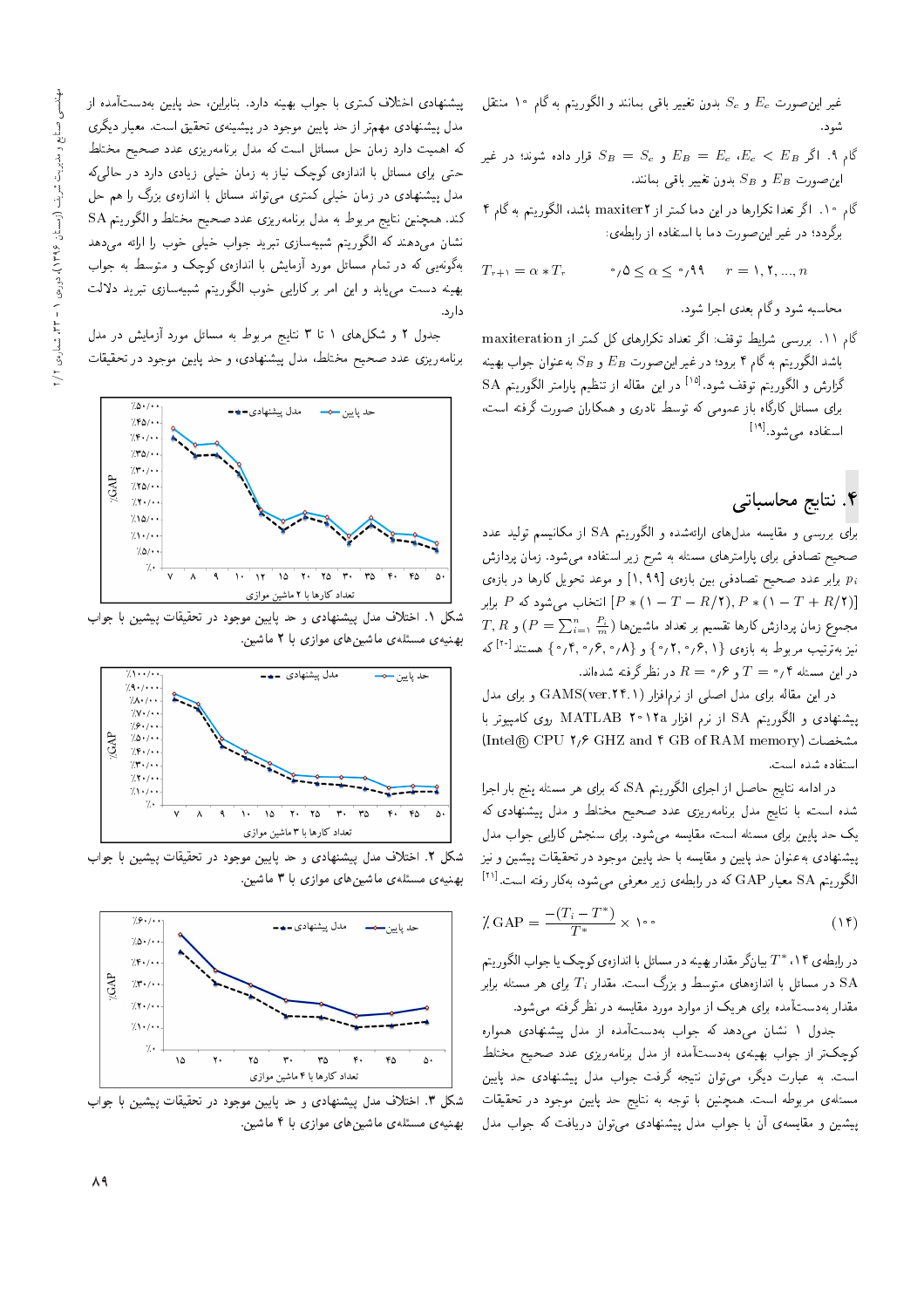غیر این‌صورت $E_c$ و $S_c$ بدون تغییر باقی بمانند و الگوریتم به گام ۱۰ منتقل شود.

گام ۹. اگر $E_B < E_c$، $E_B = E_c$ و $S_B = S_c$ قرار داده شوند؛ در غیر این‌صورت $E_B$ و $S_B$ بدون تغییر باقی بمانند.

گام ۱۰. اگر تعدا تکرارها در این دما کمتر از maxiter۲ باشد، الگوریتم به گام ۴ برگردد؛ در غیر این‌صورت دما با استفاده از رابطه‌ی:

$$T_{r+1} = \alpha * T_r \qquad 0{,}5 \leq \alpha \leq 0{,}99 \qquad r = 1, 2, ..., n$$

محاسبه شود و گام بعدی اجرا شود.

گام ۱۱. بررسی شرایط توقف: اگر تعداد تکرارهای کل کمتر از maxiteration باشد الگوریتم به گام ۴ برود؛ در غیر این‌صورت $E_B$ و $S_B$ به‌عنوان جواب بهینه گزارش و الگوریتم توقف شود.[15] در این مقاله از تنظیم پارامتر الگوریتم SA برای مسائل کارگاه باز عمومی که توسط نادری و همکاران صورت گرفته است، استفاده می‌شود.[19]

## ۴. نتایج محاسباتی

برای بررسی و مقایسه مدل‌های ارائه‌شده و الگوریتم SA از مکانیسم تولید عدد صحیح تصادفی برای پارامترهای مسئله به شرح زیر استفاده می‌شود. زمان پردازش $p_i$ برابر عدد صحیح تصادفی بین بازه‌ی $[1, 99]$ و موعد تحویل کارها در بازه‌ی $[P*(1-T-R/2), P*(1-T+R/2)]$ انتخاب می‌شود که $P$ برابر مجموع زمان پردازش کارها تقسیم بر تعداد ماشین‌ها ($P = \sum_{i=1}^{n} \frac{P_i}{m}$) و $R$, $T$ نیز به‌ترتیب مربوط به بازه‌ی $\{0{,}2, 0{,}6, 1\}$ و $\{0{,}4, 0{,}6, 0{,}8\}$ هستند[20] که در این مسئله $T = 0{,}4$ و $R = 0{,}6$ در نظر گرفته شده‌اند.

در این مقاله برای مدل اصلی از نرم‌افزار GAMS(ver.24.1) و برای مدل پیشنهادی و الگوریتم SA از نرم افزار MATLAB 2012a روی کامپیوتر با مشخصات (Intel® CPU 2,6 GHZ and 4 GB of RAM memory) استفاده شده است.

در ادامه نتایج حاصل از اجرای الگوریتم SA، که برای هر مسئله پنج بار اجرا شده است؛ با نتایج مدل برنامه‌ریزی عدد صحیح مختلط و مدل پیشنهادی که یک حد پایین برای مسئله است، مقایسه می‌شود. برای سنجش کارایی جواب مدل پیشنهادی به‌عنوان حد پایین و مقایسه با حد پایین موجود در تحقیقات پیشین و نیز الگوریتم SA معیار GAP که در رابطه‌ی زیر معرفی می‌شود، به‌کار رفته است.[21]

$$\%\,\text{GAP} = \frac{-(T_i - T^*)}{T^*} \times 100 \qquad (14)$$

در رابطه‌ی ۱۴، $T^*$ بیانگر مقدار بهینه در مسائل با اندازه‌ی کوچک یا جواب الگوریتم SA در مسائل با اندازه‌های متوسط و بزرگ است. مقدار $T_i$ برای هر مسئله برابر مقدار به‌دست‌آمده برای هریک از موارد مورد مقایسه در نظر گرفته می‌شود.

جدول ۱ نشان می‌دهد که جواب به‌دست‌آمده از مدل پیشنهادی همواره کوچک‌تر از جواب بهینه‌ی به‌دست‌آمده از مدل برنامه‌ریزی عدد صحیح مختلط است. به عبارت دیگر، می‌توان نتیجه گرفت جواب مدل پیشنهادی حد پایین مسئله‌ی مربوطه است. همچنین با توجه به نتایج حد پایین موجود در تحقیقات پیشین و مقایسه‌ی آن با جواب مدل پیشنهادی می‌توان دریافت که جواب مدل پیشنهادی اختلاف کمتری با جواب بهینه دارد. بنابراین، حد پایین به‌دست‌آمده از مدل پیشنهادی مهم‌تر از حد پایین موجود در پیشینه‌ی تحقیق است. معیار دیگری که اهمیت دارد زمان حل مسائل است که مدل برنامه‌ریزی عدد صحیح مختلط حتی برای مسائل با اندازه‌ی کوچک نیاز به زمان خیلی زیادی دارد در حالی‌که مدل پیشنهادی در زمان خیلی کمتری می‌تواند مسائل با اندازه‌ی بزرگ را هم حل کند. همچنین نتایج مربوط به مدل برنامه‌ریزی عدد صحیح مختلط و الگوریتم SA نشان می‌دهند که الگوریتم شبیه‌سازی تبرید جواب خیلی خوب را ارائه می‌دهد به‌گونه‌یی که در تمام مسائل مورد آزمایش با اندازه‌ی کوچک و متوسط به جواب بهینه دست می‌یابد و این امر بر کارایی خوب الگوریتم شبیه‌سازی تبرید دلالت دارد.

جدول ۲ و شکل‌های ۱ تا ۳ نتایج مربوط به مسائل مورد آزمایش در مدل برنامه‌ریزی عدد صحیح مختلط، مدل پیشنهادی، و حد پایین موجود در تحقیقات

شکل ۱. اختلاف مدل پیشنهادی و حد پایین موجود در تحقیقات پیشین با جواب بهینه‌ی مسئله‌ی ماشین‌های موازی با ۲ ماشین.

شکل ۲. اختلاف مدل پیشنهادی و حد پایین موجود در تحقیقات پیشین با جواب بهینه‌ی مسئله‌ی ماشین‌های موازی با ۳ ماشین.

شکل ۳. اختلاف مدل پیشنهادی و حد پایین موجود در تحقیقات پیشین با جواب بهینه‌ی مسئله‌ی ماشین‌های موازی با ۴ ماشین.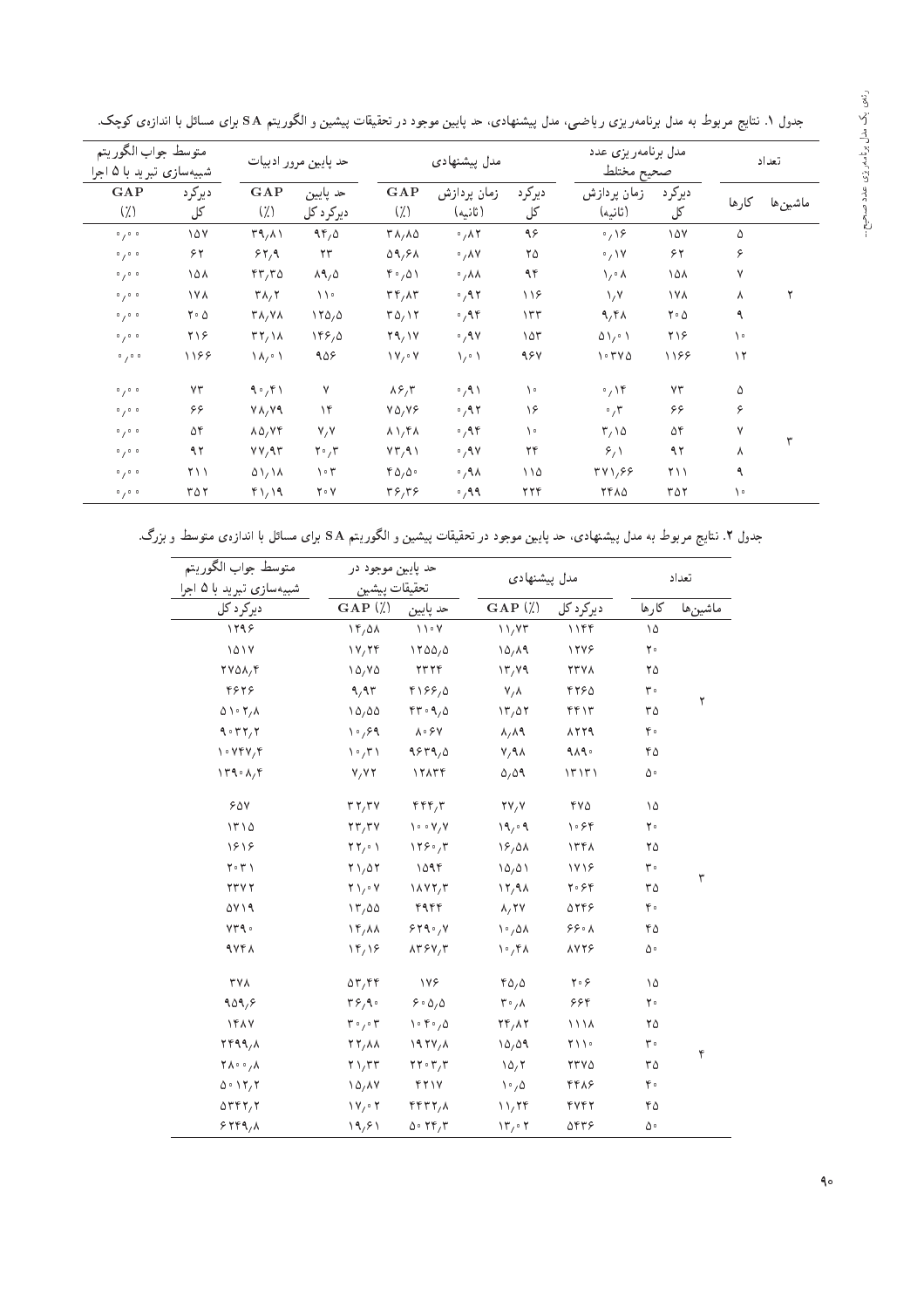جدول ۱. نتایج مربوط به مدل برنامه‌ریزی ریاضی، مدل پیشنهادی، حد پایین موجود در تحقیقات پیشین و الگوریتم SA برای مسائل با اندازه‌ی کوچک.

| تعداد | | مدل برنامه‌ریزی عدد صحیح مختلط | | مدل پیشنهادی | | | حد پایین مرور ادبیات | | متوسط جواب الگوریتم شبیه‌سازی تبرید با ۵ اجرا | |
|---|---|---|---|---|---|---|---|---|---|---|
| ماشین‌ها | کارها | دیرکرد کل | زمان پردازش (ثانیه) | دیرکرد کل | زمان پردازش (ثانیه) | GAP (٪) | حد پایین دیرکرد کل | GAP (٪) | دیرکرد کل | GAP (٪) |
| ۲ | ۵ | ۱۵۷ | ۰٫۱۶ | ۹۶ | ۰٫۸۲ | ۳۸٫۸۵ | ۹۴٫۵ | ۳۹٫۸۱ | ۱۵۷ | ۰٫۰۰ |
| | ۶ | ۶۲ | ۰٫۱۷ | ۲۵ | ۰٫۸۷ | ۵۹٫۶۸ | ۲۳ | ۶۲٫۹ | ۶۲ | ۰٫۰۰ |
| | ۷ | ۱۵۸ | ۱٫۰۸ | ۹۴ | ۰٫۸۸ | ۴۰٫۵۱ | ۸۹٫۵ | ۴۳٫۳۵ | ۱۵۸ | ۰٫۰۰ |
| | ۸ | ۱۷۸ | ۱٫۷ | ۱۱۶ | ۰٫۹۲ | ۳۴٫۸۳ | ۱۱۰ | ۳۸٫۲ | ۱۷۸ | ۰٫۰۰ |
| | ۹ | ۲۰۵ | ۹٫۴۸ | ۱۳۳ | ۰٫۹۴ | ۳۵٫۱۲ | ۱۲۵٫۵ | ۳۸٫۷۸ | ۲۰۵ | ۰٫۰۰ |
| | ۱۰ | ۲۱۶ | ۵۱٫۰۱ | ۱۵۳ | ۰٫۹۷ | ۲۹٫۱۷ | ۱۴۶٫۵ | ۳۲٫۱۸ | ۲۱۶ | ۰٫۰۰ |
| | ۱۲ | ۱۱۶۶ | ۱۰۳۷۵ | ۹۶۷ | ۱٫۰۱ | ۱۷٫۰۷ | ۹۵۶ | ۱۸٫۰۱ | ۱۱۶۶ | ۰٫۰۰ |
| ۳ | ۵ | ۷۳ | ۰٫۱۴ | ۱۰ | ۰٫۹۱ | ۸۶٫۳ | ۷ | ۹۰٫۴۱ | ۷۳ | ۰٫۰۰ |
| | ۶ | ۶۶ | ۰٫۳ | ۱۶ | ۰٫۹۲ | ۷۵٫۷۶ | ۱۴ | ۷۸٫۷۹ | ۶۶ | ۰٫۰۰ |
| | ۷ | ۵۴ | ۳٫۱۵ | ۱۰ | ۰٫۹۴ | ۸۱٫۴۸ | ۷٫۷ | ۸۵٫۷۴ | ۵۴ | ۰٫۰۰ |
| | ۸ | ۹۲ | ۶٫۱ | ۲۴ | ۰٫۹۷ | ۷۳٫۹۱ | ۲۰٫۳ | ۷۷٫۹۳ | ۹۲ | ۰٫۰۰ |
| | ۹ | ۲۱۱ | ۳۷۱٫۶۶ | ۱۱۵ | ۰٫۹۸ | ۴۵٫۵۰ | ۱۰۳ | ۵۱٫۱۸ | ۲۱۱ | ۰٫۰۰ |
| | ۱۰ | ۳۵۲ | ۲۴۸۵ | ۲۲۴ | ۰٫۹۹ | ۳۶٫۳۶ | ۲۰۷ | ۴۱٫۱۹ | ۳۵۲ | ۰٫۰۰ |

جدول ۲. نتایج مربوط به مدل پیشنهادی، حد پایین موجود در تحقیقات پیشین و الگوریتم SA برای مسائل با اندازه‌ی متوسط و بزرگ.

| تعداد | | مدل پیشنهادی | | حد پایین موجود در تحقیقات پیشین | | متوسط جواب الگوریتم شبیه‌سازی تبرید با ۵ اجرا |
|---|---|---|---|---|---|---|
| ماشین‌ها | کارها | دیرکرد کل | GAP (٪) | حد پایین | GAP (٪) | دیرکرد کل |
| ۲ | ۱۵ | ۱۱۴۴ | ۱۱٫۷۳ | ۱۱۰۷ | ۱۴٫۵۸ | ۱۲۹۶ |
| | ۲۰ | ۱۲۷۶ | ۱۵٫۸۹ | ۱۲۵۵٫۵ | ۱۷٫۲۴ | ۱۵۱۷ |
| | ۲۵ | ۲۳۷۸ | ۱۳٫۷۹ | ۲۳۲۴ | ۱۵٫۷۵ | ۲۷۵۸٫۴ |
| | ۳۰ | ۴۲۶۵ | ۷٫۸ | ۴۱۶۶٫۵ | ۹٫۹۳ | ۴۶۲۶ |
| | ۳۵ | ۴۴۱۳ | ۱۳٫۵۲ | ۴۳۰۹٫۵ | ۱۵٫۵۵ | ۵۱۰۲٫۸ |
| | ۴۰ | ۸۲۲۹ | ۸٫۸۹ | ۸۰۶۷ | ۱۰٫۶۹ | ۹۰۳۲٫۲ |
| | ۴۵ | ۹۸۹۰ | ۷٫۹۸ | ۹۶۳۹٫۵ | ۱۰٫۳۱ | ۱۰۷۴۷٫۴ |
| | ۵۰ | ۱۳۱۳۱ | ۵٫۵۹ | ۱۲۸۳۴ | ۷٫۷۲ | ۱۳۹۰۸٫۴ |
| ۳ | ۱۵ | ۴۷۵ | ۲۷٫۷ | ۴۴۴٫۳ | ۳۲٫۳۷ | ۶۵۷ |
| | ۲۰ | ۱۰۶۴ | ۱۹٫۰۹ | ۱۰۰۷٫۷ | ۲۳٫۳۷ | ۱۳۱۵ |
| | ۲۵ | ۱۳۴۸ | ۱۶٫۵۸ | ۱۲۶۰٫۳ | ۲۲٫۰۱ | ۱۶۱۶ |
| | ۳۰ | ۱۷۱۶ | ۱۵٫۵۱ | ۱۵۹۴ | ۲۱٫۵۲ | ۲۰۳۱ |
| | ۳۵ | ۲۰۶۴ | ۱۲٫۹۸ | ۱۸۷۲٫۳ | ۲۱٫۰۷ | ۲۳۷۲ |
| | ۴۰ | ۵۲۴۶ | ۸٫۲۷ | ۴۹۴۴ | ۱۳٫۵۵ | ۵۷۱۹ |
| | ۴۵ | ۶۶۰۸ | ۱۰٫۵۸ | ۶۲۹۰٫۷ | ۱۴٫۸۸ | ۷۳۹۰ |
| | ۵۰ | ۸۷۲۶ | ۱۰٫۴۸ | ۸۳۶۷٫۳ | ۱۴٫۱۶ | ۹۷۴۸ |
| ۴ | ۱۵ | ۲۰۶ | ۴۵٫۵ | ۱۷۶ | ۵۳٫۴۴ | ۳۷۸ |
| | ۲۰ | ۶۶۴ | ۳۰٫۸ | ۶۰۵٫۵ | ۳۶٫۹۰ | ۹۵۹٫۶ |
| | ۲۵ | ۱۱۱۸ | ۲۴٫۸۲ | ۱۰۴۰٫۵ | ۳۰٫۰۳ | ۱۴۸۷ |
| | ۳۰ | ۲۱۱۰ | ۱۵٫۵۹ | ۱۹۲۷٫۸ | ۲۲٫۸۸ | ۲۴۹۹٫۸ |
| | ۳۵ | ۲۳۷۵ | ۱۵٫۲ | ۲۲۰۳٫۳ | ۲۱٫۳۳ | ۲۸۰۰٫۸ |
| | ۴۰ | ۴۴۸۶ | ۱۰٫۵ | ۴۲۱۷ | ۱۵٫۸۷ | ۵۰۱۲٫۲ |
| | ۴۵ | ۴۷۴۲ | ۱۱٫۲۴ | ۴۴۳۲٫۸ | ۱۷٫۰۲ | ۵۳۴۲٫۲ |
| | ۵۰ | ۵۴۳۶ | ۱۳٫۰۲ | ۵۰۲۴٫۳ | ۱۹٫۶۱ | ۶۲۴۹٫۸ |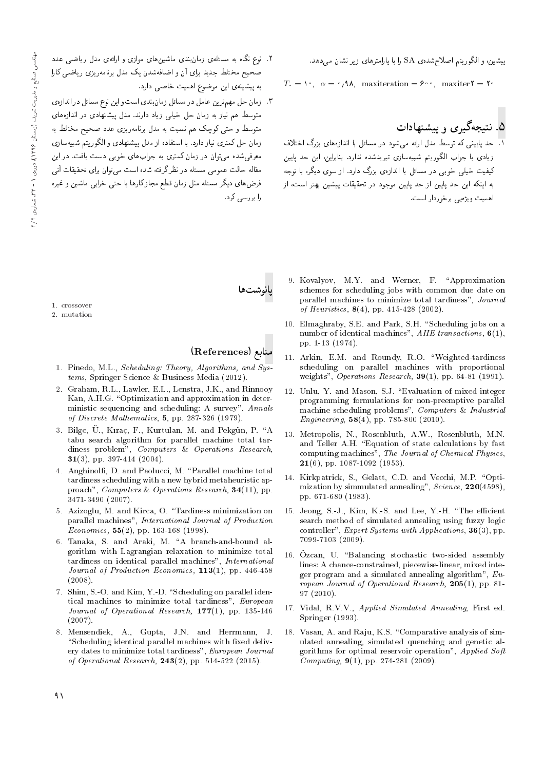پیشین، و الگوریتم اصلاح‌شده‌ی SA را با پارامترهای زیر نشان می‌دهد.

$$T_0 = 10, \quad \alpha = 0/98, \quad \text{maxiteration} = 600, \quad \text{maxiter2} = 20$$

## ۵. نتیجه‌گیری و پیشنهادات

۱. حد پایینی که توسط مدل ارائه می‌شود در مسائل با اندازه‌های بزرگ اختلاف زیادی با جواب الگوریتم شبیه‌سازی تبریدشده ندارد. بنابراین، این حد پایین کیفیت خیلی خوبی در مسائل با اندازه‌ی بزرگ دارد. از سوی دیگر، با توجه به اینکه این حد پایین از حد پایین موجود در تحقیقات پیشین بهتر است، از اهمیت ویژه‌یی برخوردار است.

۲. نوع نگاه به مسئله‌ی زمان‌بندی ماشین‌های موازی و ارائه‌ی مدل ریاضی عدد صحیح مختلط جدید برای آن و اضافه‌شدن یک مدل برنامه‌ریزی ریاضی کارا به پیشینه‌ی این موضوع اهمیت خاصی دارد.

۳. زمان حل مهم‌ترین عامل در مسائل زمان‌بندی است و این نوع مسائل در اندازه‌ی متوسط هم نیاز به زمان حل خیلی زیاد دارند. مدل پیشنهادی در اندازه‌های متوسط و حتی کوچک هم نسبت به مدل برنامه‌ریزی عدد صحیح مختلط به زمان حل کمتری نیاز دارد. با استفاده از مدل پیشنهادی و الگوریتم شبیه‌سازی معرفی‌شده می‌توان در زمان کمتری به جواب‌های خوبی دست یافت. در این مقاله حالت عمومی مسئله در نظر گرفته شده است می‌توان برای تحقیقات آتی فرض‌های دیگر مسئله مثل زمان قطع مجازکارها یا حتی خرابی ماشین و غیره را بررسی کرد.

## پانوشت‌ها

1. crossover
2. mutation

## منابع (References)

1. Pinedo, M.L., *Scheduling: Theory, Algorithms, and Systems*, Springer Science & Business Media (2012).

2. Graham, R.L., Lawler, E.L., Lenstra, J.K., and Rinnooy Kan, A.H.G. "Optimization and approximation in deterministic sequencing and scheduling: A survey", *Annals of Discrete Mathematics*, **5**, pp. 287-326 (1979).

3. Bilge, Ü., Kıraç, F., Kurtulan, M. and Pekgün, P. "A tabu search algorithm for parallel machine total tardiness problem", *Computers & Operations Research*, **31**(3), pp. 397-414 (2004).

4. Anghinolfi, D. and Paolucci, M. "Parallel machine total tardiness scheduling with a new hybrid metaheuristic approach", *Computers & Operations Research*, **34**(11), pp. 3471-3490 (2007).

5. Azizoglu, M. and Kirca, O. "Tardiness minimization on parallel machines", *International Journal of Production Economics*, **55**(2), pp. 163-168 (1998).

6. Tanaka, S. and Araki, M. "A branch-and-bound algorithm with Lagrangian relaxation to minimize total tardiness on identical parallel machines", *International Journal of Production Economics*, **113**(1), pp. 446-458 (2008).

7. Shim, S.-O. and Kim, Y.-D. "Scheduling on parallel identical machines to minimize total tardiness", *European Journal of Operational Research*, **177**(1), pp. 135-146 (2007).

8. Mensendiek, A., Gupta, J.N. and Herrmann, J. "Scheduling identical parallel machines with fixed delivery dates to minimize total tardiness", *European Journal of Operational Research*, **243**(2), pp. 514-522 (2015).

9. Kovalyov, M.Y. and Werner, F. "Approximation schemes for scheduling jobs with common due date on parallel machines to minimize total tardiness", *Journal of Heuristics*, **8**(4), pp. 415-428 (2002).

10. Elmaghraby, S.E. and Park, S.H. "Scheduling jobs on a number of identical machines", *AIIE transactions*, **6**(1), pp. 1-13 (1974).

11. Arkin, E.M. and Roundy, R.O. "Weighted-tardiness scheduling on parallel machines with proportional weights", *Operations Research*, **39**(1), pp. 64-81 (1991).

12. Unlu, Y. and Mason, S.J. "Evaluation of mixed integer programming formulations for non-preemptive parallel machine scheduling problems", *Computers & Industrial Engineering*, **58**(4), pp. 785-800 (2010).

13. Metropolis, N., Rosenbluth, A.W., Rosenbluth, M.N. and Teller A.H. "Equation of state calculations by fast computing machines", *The Journal of Chemical Physics*, **21**(6), pp. 1087-1092 (1953).

14. Kirkpatrick, S., Gelatt, C.D. and Vecchi, M.P. "Optimization by simmulated annealing", *Science*, **220**(4598), pp. 671-680 (1983).

15. Jeong, S.-J., Kim, K.-S. and Lee, Y.-H. "The efficient search method of simulated annealing using fuzzy logic controller", *Expert Systems with Applications*, **36**(3), pp. 7099-7103 (2009).

16. Özcan, U. "Balancing stochastic two-sided assembly lines: A chance-constrained, piecewise-linear, mixed integer program and a simulated annealing algorithm", *European Journal of Operational Research*, **205**(1), pp. 81-97 (2010).

17. Vidal, R.V.V., *Applied Simulated Annealing*, First ed. Springer (1993).

18. Vasan, A. and Raju, K.S. "Comparative analysis of simulated annealing, simulated quenching and genetic algorithms for optimal reservoir operation", *Applied Soft Computing*, **9**(1), pp. 274-281 (2009).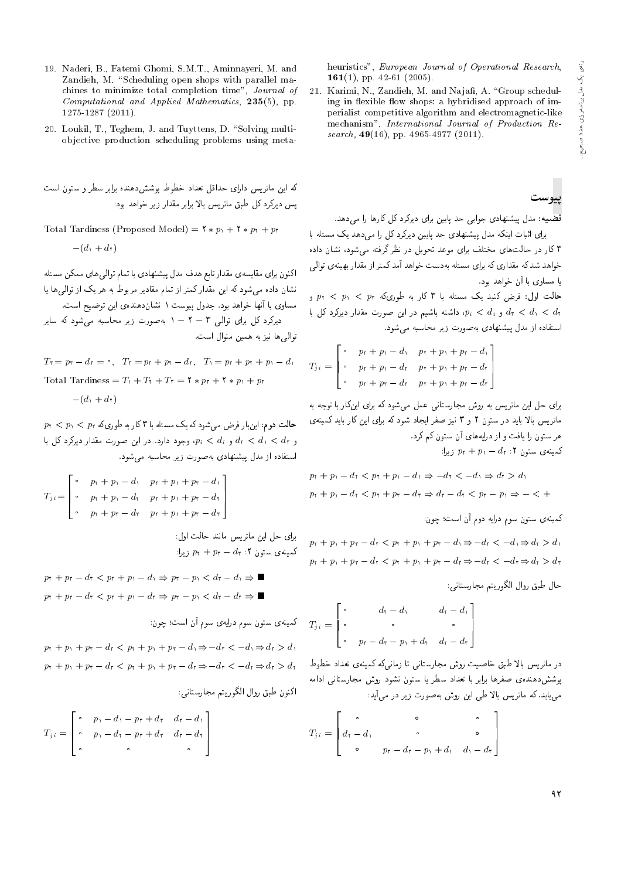19. Naderi, B., Fatemi Ghomi, S.M.T., Aminnayeri, M. and Zandieh, M. "Scheduling open shops with parallel machines to minimize total completion time", *Journal of Computational and Applied Mathematics*, **235**(5), pp. 1275-1287 (2011).

20. Loukil, T., Teghem, J. and Tuyttens, D. "Solving multi-objective production scheduling problems using meta-heuristics", *European Journal of Operational Research*, **161**(1), pp. 42-61 (2005).

21. Karimi, N., Zandieh, M. and Najafi, A. "Group scheduling in flexible flow shops: a hybridised approach of imperialist competitive algorithm and electromagnetic-like mechanism", *International Journal of Production Research*, **49**(16), pp. 4965-4977 (2011).

## پیوست

**قضیه:** مدل پیشنهادی جوابی حد پایین برای دیرکرد کل کارها را می‌دهد.

برای اثبات اینکه مدل پیشنهادی حد پایین دیرکرد کل را می‌دهد یک مسئله با ۳ کار در حالت‌های مختلف برای موعد تحویل در نظر گرفته می‌شود، نشان داده خواهد شد که مقداری که برای مسئله به‌دست خواهد آمد کمتر از مقدار بهینه‌ی توالی یا مساوی با آن خواهد بود.

**حالت اول:** فرض کنید یک مسئله با ۳ کار به طوری‌که $p_3 < p_1 < p_2$ و $d_2 < d_1 < d_3$ و $p_i < d_i$، داشته باشیم در این صورت مقدار دیرکرد کل با استفاده از مدل پیشنهادی به‌صورت زیر محاسبه می‌شود.

$$T_{ji} = \begin{bmatrix} 0 & p_3 + p_1 - d_1 & p_3 + p_1 + p_2 - d_1 \\ 0 & p_3 + p_1 - d_2 & p_3 + p_1 + p_2 - d_2 \\ 0 & p_3 + p_2 - d_3 & p_3 + p_1 + p_2 - d_3 \end{bmatrix}$$

برای حل این ماتریس به روش مجارستانی عمل می‌شود که برای این‌کار با توجه به ماتریس بالا باید در ستون ۲ و ۳ نیز صفر ایجاد شود که برای این کار باید کمینه‌ی هر ستون را یافت و از درایه‌های آن ستون کم کرد.

کمینه‌ی ستون ۲: $p_3 + p_1 - d_2$ زیرا:

$$p_3 + p_1 - d_2 < p_3 + p_1 - d_1 \Rightarrow -d_2 < -d_1 \Rightarrow d_2 > d_1$$

$$p_3 + p_1 - d_2 < p_3 + p_2 - d_3 \Rightarrow d_3 - d_2 < p_2 - p_1 \Rightarrow - < +$$

کمینه‌ی ستون سوم درایه دوم آن است؛ چون:

$$p_3 + p_1 + p_2 - d_2 < p_3 + p_1 + p_2 - d_1 \Rightarrow -d_2 < -d_1 \Rightarrow d_2 > d_1$$

$$p_3 + p_1 + p_2 - d_2 < p_3 + p_1 + p_2 - d_3 \Rightarrow -d_2 < -d_3 \Rightarrow d_3 > d_2$$

حال طبق روال الگوریتم مجارستانی:

$$T_{ji} = \begin{bmatrix} 0 & d_2 - d_1 & d_2 - d_1 \\ 0 & 0 & 0 \\ 0 & p_2 - d_3 - p_1 + d_2 & d_2 - d_3 \end{bmatrix}$$

در ماتریس بالا طبق خاصیت روش مجارستانی تا زمانی‌که کمینه‌ی تعداد خطوط پوشش‌دهنده‌ی صفرها برابر با تعداد سطر یا ستون نشود روش مجارستانی ادامه می‌یابد. که ماتریس بالا طی این روش به‌صورت زیر در می‌آید:

$$T_{ji} = \begin{bmatrix} 0 & 0 & 0 \\ d_2 - d_1 & 0 & 0 \\ 0 & p_2 - d_3 - p_1 + d_1 & d_1 - d_3 \end{bmatrix}$$

که این ماتریس دارای حداقل تعداد خطوط پوشش‌دهنده برابر سطر و ستون است پس دیرکرد کل طبق ماتریس بالا برابر مقدار زیر خواهد بود:

$$\text{Total Tardiness (Proposed Model)} = 2 * p_1 + 2 * p_3 + p_2 - (d_1 + d_2)$$

اکنون برای مقایسه‌ی مقدار تابع هدف مدل پیشنهادی با تمام توالی‌های ممکن مسئله نشان داده می‌شود که این مقدار کمتر از تمام مقادیر مربوط به هر یک از توالی‌ها یا مساوی با آنها خواهد بود. جدول پیوست ۱ نشان‌دهنده‌ی این توضیح است.

دیرکرد کل برای توالی ۳ − ۲ − ۱ به‌صورت زیر محاسبه می‌شود که سایر توالی‌ها نیز به همین منوال است.

$$T_3 = p_3 - d_3 = 0, \quad T_2 = p_3 + p_2 - d_2, \quad T_1 = p_3 + p_2 + p_1 - d_1$$

$$\text{Total Tardiness} = T_1 + T_2 + T_3 = 2 * p_3 + 2 * p_1 + p_2 - (d_1 + d_2)$$

**حالت دوم:** این‌بار فرض می‌شود که یک مسئله با ۳ کار به طوری‌که $p_3 < p_1 < p_2$ و $d_3 < d_1 < d_2$ و $p_i < d_i$، وجود دارد. در این صورت مقدار دیرکرد کل با استفاده از مدل پیشنهادی به‌صورت زیر محاسبه می‌شود.

$$T_{ji} = \begin{bmatrix} 0 & p_3 + p_1 - d_1 & p_3 + p_1 + p_2 - d_1 \\ 0 & p_3 + p_1 - d_2 & p_3 + p_1 + p_2 - d_2 \\ 0 & p_3 + p_2 - d_3 & p_3 + p_1 + p_2 - d_3 \end{bmatrix}$$

برای حل این ماتریس مانند حالت اول:

کمینه‌ی ستون ۲: $p_3 + p_2 - d_3$ زیرا:

$$p_3 + p_2 - d_3 < p_3 + p_1 - d_1 \Rightarrow p_2 - p_1 < d_3 - d_1 \Rightarrow \blacksquare$$

$$p_3 + p_2 - d_3 < p_3 + p_1 - d_2 \Rightarrow p_2 - p_1 < d_3 - d_2 \Rightarrow \blacksquare$$

کمینه‌ی ستون سوم درایه‌ی سوم آن است؛ چون:

$$p_3 + p_1 + p_2 - d_3 < p_3 + p_1 + p_2 - d_1 \Rightarrow -d_3 < -d_1 \Rightarrow d_3 > d_1$$

$$p_3 + p_1 + p_2 - d_3 < p_3 + p_1 + p_2 - d_2 \Rightarrow -d_3 < -d_2 \Rightarrow d_3 > d_2$$

اکنون طبق روال الگوریتم مجارستانی:

$$T_{ji} = \begin{bmatrix} 0 & p_1 - d_1 - p_2 + d_3 & d_3 - d_1 \\ 0 & p_1 - d_2 - p_2 + d_3 & d_3 - d_2 \\ 0 & 0 & 0 \end{bmatrix}$$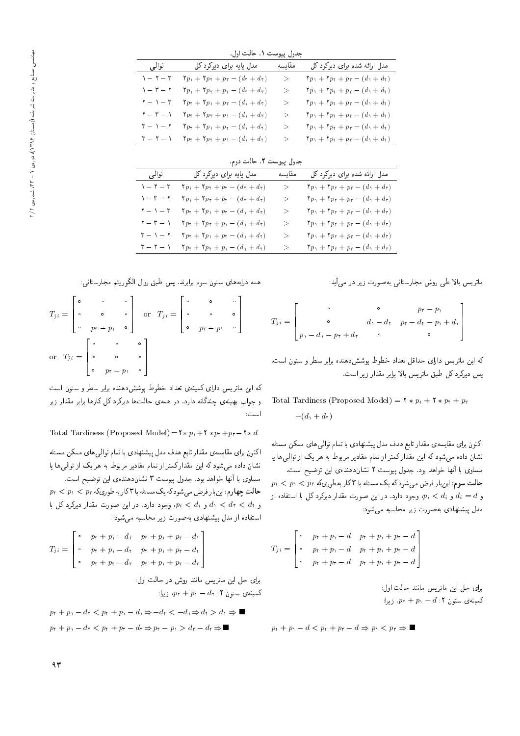جدول پیوست ۱. حالت اول.

| توالی | مدل پایه برای دیرکرد کل | مقایسه | مدل ارائه شده برای دیرکرد کل |
|---|---|---|---|
| ۳ − ۲ − ۱ | $2p_1 + 2p_2 + p_3 - (d_2 + d_3)$ | $>$ | $2p_1 + 2p_2 + p_3 - (d_1 + d_2)$ |
| ۲ − ۳ − ۱ | $2p_1 + 2p_3 + p_2 - (d_2 + d_3)$ | $>$ | $2p_1 + 2p_2 + p_3 - (d_1 + d_2)$ |
| ۳ − ۱ − ۲ | $2p_2 + 2p_1 + p_3 - (d_1 + d_3)$ | $>$ | $2p_1 + 2p_2 + p_3 - (d_1 + d_2)$ |
| ۱ − ۳ − ۲ | $2p_2 + 2p_3 + p_1 - (d_1 + d_3)$ | $>$ | $2p_1 + 2p_2 + p_3 - (d_1 + d_2)$ |
| ۲ − ۱ − ۳ | $2p_3 + 2p_1 + p_2 - (d_1 + d_2)$ | $>$ | $2p_1 + 2p_2 + p_3 - (d_1 + d_2)$ |
| ۱ − ۲ − ۳ | $2p_3 + 2p_2 + p_1 - (d_1 + d_2)$ | $>$ | $2p_1 + 2p_2 + p_3 - (d_1 + d_2)$ |

جدول پیوست ۲. حالت دوم.

| توالی | مدل پایه برای دیرکرد کل | مقایسه | مدل ارائه شده برای دیرکرد کل |
|---|---|---|---|
| ۳ − ۲ − ۱ | $2p_1 + 2p_2 + p_3 - (d_2 + d_3)$ | $>$ | $2p_1 + 2p_2 + p_3 - (d_1 + d_2)$ |
| ۲ − ۳ − ۱ | $2p_1 + 2p_3 + p_2 - (d_2 + d_3)$ | $>$ | $2p_1 + 2p_2 + p_3 - (d_1 + d_2)$ |
| ۳ − ۱ − ۲ | $2p_2 + 2p_1 + p_3 - (d_1 + d_3)$ | $>$ | $2p_1 + 2p_2 + p_3 - (d_1 + d_2)$ |
| ۱ − ۳ − ۲ | $2p_2 + 2p_3 + p_1 - (d_1 + d_3)$ | $>$ | $2p_1 + 2p_2 + p_3 - (d_1 + d_2)$ |
| ۲ − ۱ − ۳ | $2p_3 + 2p_1 + p_2 - (d_1 + d_2)$ | $>$ | $2p_1 + 2p_2 + p_3 - (d_1 + d_2)$ |
| ۱ − ۲ − ۳ | $2p_3 + 2p_2 + p_1 - (d_1 + d_2)$ | $>$ | $2p_1 + 2p_2 + p_3 - (d_1 + d_2)$ |

ماتریس بالا طی روش مجارستانی به‌صورت زیر در می‌آید:

$$T_{ji} = \begin{bmatrix} 0 & 0 & p_2 - p_1 \\ 0 & d_1 - d_2 & p_2 - d_2 - p_1 + d_1 \\ p_1 - d_1 - p_2 + d_2 & 0 & 0 \end{bmatrix}$$

که این ماتریس دارای حداقل تعداد خطوط پوشش‌دهنده برابر سطر و ستون است. پس دیرکرد کل طبق ماتریس بالا برابر مقدار زیر است.

$$\text{Total Tardiness (Proposed Model)} = 2 * p_1 + 2 * p_2 + p_3 - (d_1 + d_2)$$

اکنون برای مقایسه‌ی مقدار تابع هدف مدل پیشنهادی با تمام توالی‌های ممکن مسئله نشان داده می‌شود که این مقدار کمتر از تمام مقادیر مربوط به هر یک از توالی‌ها یا مساوی با آنها خواهد بود. جدول پیوست ۲ نشان‌دهنده‌ی این توضیح است.

**حالت سوم:** این‌بار فرض می‌شود که یک مسئله با ۳ کار به‌طوری‌که $p_2 < p_1 < p_3$ و $d_i = d$ و $p_i < d_i$ وجود دارد. در این صورت مقدار دیرکرد کل با استفاده از مدل پیشنهادی به‌صورت زیر محاسبه می‌شود:

$$T_{ji} = \begin{bmatrix} 0 & p_2 + p_1 - d & p_2 + p_1 + p_3 - d \\ 0 & p_2 + p_1 - d & p_2 + p_1 + p_3 - d \\ 0 & p_2 + p_3 - d & p_2 + p_1 + p_3 - d \end{bmatrix}$$

برای حل این ماتریس مانند حالت اول:
کمینه‌ی ستون ۲: $p_2 + p_1 - d$. زیرا:

$$p_2 + p_1 - d < p_2 + p_3 - d \Rightarrow p_1 < p_3 \Rightarrow \blacksquare$$

همه درایه‌های ستون سوم برابرند. پس طبق روال الگوریتم مجارستانی:

$$T_{ji} = \begin{bmatrix} 0 & 0 & 0 \\ 0 & 0 & 0 \\ 0 & p_3 - p_1 & 0 \end{bmatrix} \quad \text{or} \quad T_{ji} = \begin{bmatrix} 0 & 0 & 0 \\ 0 & 0 & 0 \\ 0 & p_3 - p_1 & 0 \end{bmatrix}$$

$$\text{or} \quad T_{ji} = \begin{bmatrix} 0 & 0 & 0 \\ 0 & 0 & 0 \\ 0 & p_3 - p_1 & 0 \end{bmatrix}$$

که این ماتریس دارای کمینه‌ی تعداد خطوط پوشش‌دهنده برابر سطر و ستون است و جواب بهینه‌ی چندگانه دارد. در همه‌ی حالت‌ها دیرکرد کل کارها برابر مقدار زیر است:

$$\text{Total Tardiness (Proposed Model)} = 2 * p_1 + 2 * p_2 + p_3 - 2 * d$$

اکنون برای مقایسه‌ی مقدار تابع هدف مدل پیشنهادی با تمام توالی‌های ممکن مسئله نشان داده می‌شود که این مقدار کمتر از تمام مقادیر مربوط به هر یک از توالی‌ها یا مساوی با آنها خواهد بود. جدول پیوست ۳ نشان‌دهنده‌ی این توضیح است.

**حالت چهارم:** این‌بار فرض می‌شود که یک مسئله با ۳ کار به طوری‌که $p_2 < p_1 < p_3$ و $d_1 < d_2 < d_3$ و $p_i < d_i$، وجود دارد. در این صورت مقدار دیرکرد کل با استفاده از مدل پیشنهادی به‌صورت زیر محاسبه می‌شود:

$$T_{ji} = \begin{bmatrix} 0 & p_2 + p_1 - d_1 & p_2 + p_1 + p_3 - d_1 \\ 0 & p_2 + p_1 - d_2 & p_2 + p_1 + p_3 - d_2 \\ 0 & p_2 + p_3 - d_3 & p_2 + p_1 + p_3 - d_3 \end{bmatrix}$$

برای حل این ماتریس مانند روش در حالت اول:
کمینه‌ی ستون ۲: $p_2 + p_1 - d_2$، زیرا:

$$p_2 + p_1 - d_2 < p_2 + p_1 - d_1 \Rightarrow -d_2 < -d_1 \Rightarrow d_2 > d_1 \Rightarrow \blacksquare$$

$$p_2 + p_1 - d_2 < p_2 + p_3 - d_3 \Rightarrow p_3 - p_1 > d_3 - d_2 \Rightarrow \blacksquare$$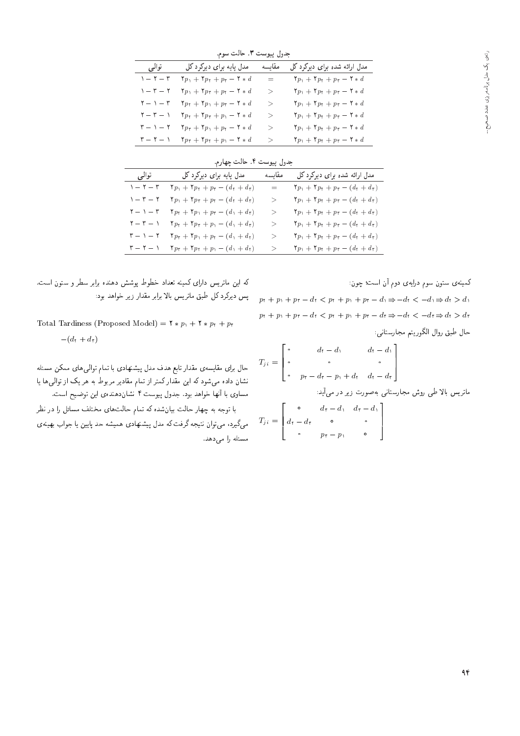جدول پیوست ۳. حالت سوم.

| توالی | مدل پایه برای دیرکرد کل | مقایسه | مدل ارائه شده برای دیرکرد کل |
|---|---|---|---|
| ۱ − ۲ − ۳ | $2p_1 + 2p_2 + p_3 - 2 * d$ | $=$ | $2p_1 + 2p_2 + p_3 - 2 * d$ |
| ۱ − ۳ − ۲ | $2p_1 + 2p_3 + p_2 - 2 * d$ | $>$ | $2p_1 + 2p_2 + p_3 - 2 * d$ |
| ۲ − ۱ − ۳ | $2p_2 + 2p_1 + p_3 - 2 * d$ | $>$ | $2p_1 + 2p_2 + p_3 - 2 * d$ |
| ۲ − ۳ − ۱ | $2p_2 + 2p_3 + p_1 - 2 * d$ | $>$ | $2p_1 + 2p_2 + p_3 - 2 * d$ |
| ۳ − ۱ − ۲ | $2p_3 + 2p_1 + p_2 - 2 * d$ | $>$ | $2p_1 + 2p_2 + p_3 - 2 * d$ |
| ۳ − ۲ − ۱ | $2p_3 + 2p_2 + p_1 - 2 * d$ | $>$ | $2p_1 + 2p_2 + p_3 - 2 * d$ |

جدول پیوست ۴. حالت چهارم.

| توالی | مدل پایه برای دیرکرد کل | مقایسه | مدل ارائه شده برای دیرکرد کل |
|---|---|---|---|
| ۱ − ۲ − ۳ | $2p_1 + 2p_2 + p_3 - (d_2 + d_3)$ | $=$ | $2p_1 + 2p_2 + p_3 - (d_2 + d_3)$ |
| ۱ − ۳ − ۲ | $2p_1 + 2p_3 + p_2 - (d_2 + d_3)$ | $>$ | $2p_1 + 2p_2 + p_3 - (d_2 + d_3)$ |
| ۲ − ۱ − ۳ | $2p_2 + 2p_1 + p_3 - (d_1 + d_3)$ | $>$ | $2p_1 + 2p_2 + p_3 - (d_2 + d_3)$ |
| ۲ − ۳ − ۱ | $2p_2 + 2p_3 + p_1 - (d_1 + d_3)$ | $>$ | $2p_1 + 2p_2 + p_3 - (d_2 + d_3)$ |
| ۳ − ۱ − ۲ | $2p_3 + 2p_1 + p_2 - (d_1 + d_2)$ | $>$ | $2p_1 + 2p_2 + p_3 - (d_2 + d_3)$ |
| ۳ − ۲ − ۱ | $2p_3 + 2p_2 + p_1 - (d_1 + d_2)$ | $>$ | $2p_1 + 2p_2 + p_3 - (d_2 + d_3)$ |

کمینه‌ی ستون سوم درایه‌ی دوم آن است؛ چون:

$$p_2 + p_1 + p_3 - d_2 < p_2 + p_1 + p_3 - d_1 \Rightarrow -d_2 < -d_1 \Rightarrow d_2 > d_1$$

$$p_2 + p_1 + p_3 - d_2 < p_2 + p_1 + p_3 - d_3 \Rightarrow -d_2 < -d_3 \Rightarrow d_2 > d_3$$

حال طبق روال الگوریتم مجارستانی:

$$T_{ji} = \begin{bmatrix} 0 & d_2 - d_1 & d_3 - d_1 \\ 0 & 0 & 0 \\ 0 & p_2 - d_2 - p_1 + d_1 & d_3 - d_2 \end{bmatrix}$$

ماتریس بالا طی روش مجارستانی به‌صورت زیر در می‌آید:

$$T_{ji} = \begin{bmatrix} 0 & d_2 - d_1 & d_3 - d_1 \\ d_1 - d_2 & 0 & 0 \\ 0 & p_2 - p_1 & 0 \end{bmatrix}$$

که این ماتریس دارای کمینه تعداد خطوط پوشش دهنده برابر سطر و ستون است. پس دیرکرد کل طبق ماتریس بالا برابر مقدار زیر خواهد بود:

$$\text{Total Tardiness (Proposed Model)} = 2 * p_1 + 2 * p_2 + p_3 - (d_2 + d_3)$$

حال برای مقایسه‌ی مقدار تابع هدف مدل پیشنهادی با تمام توالی‌های ممکن مسئله نشان داده می‌شود که این مقدار کمتر از تمام مقادیر مربوط به هر یک از توالی‌ها یا مساوی با آنها خواهد بود. جدول پیوست ۴ نشان‌دهنده‌ی این توضیح است.

با توجه به چهار حالت بیان‌شده که تمام حالت‌های مختلف مسائل را در نظر می‌گیرد، می‌توان نتیجه گرفت که مدل پیشنهادی همیشه حد پایین یا جواب بهینه‌ی مسئله را می‌دهد.